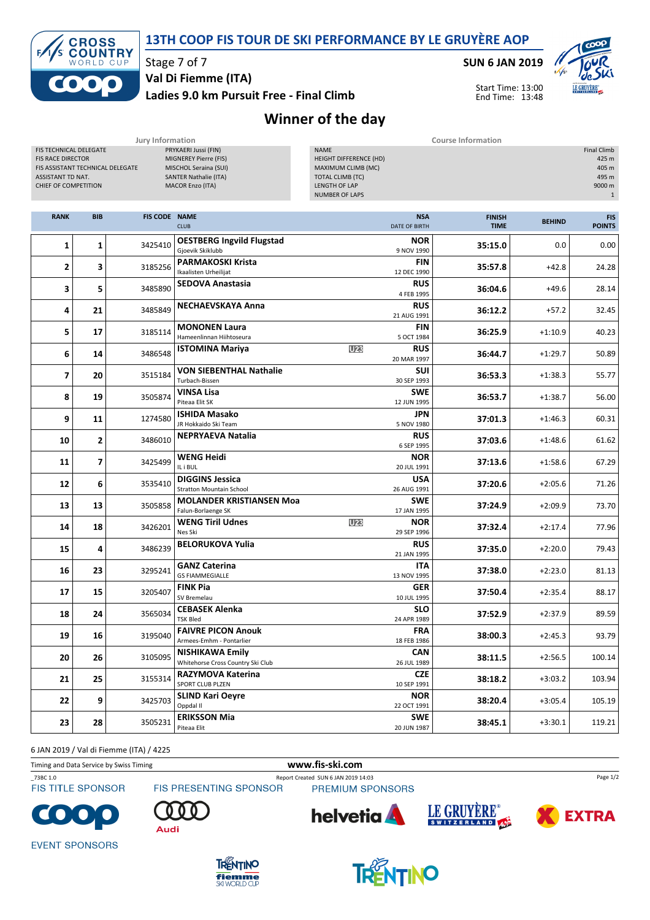# 13TH COOP FIS TOUR DE SKI PERFORMANCE BY LE GRUYÈRE AOP

Stage 7 of 7

**SUN 6 JAN 2019**

**Val Di Fiemme (ITA)**

**Ladies 9.0 km Pursuit Free - Final Climb**

Start Time: 13:00
End Time: 13:48

## Winner of the day

| Jury Information | |
|---|---|
| FIS TECHNICAL DELEGATE | PRYKAERI Jussi (FIN) |
| FIS RACE DIRECTOR | MIGNEREY Pierre (FIS) |
| FIS ASSISTANT TECHNICAL DELEGATE | MISCHOL Seraina (SUI) |
| ASSISTANT TD NAT. | SANTER Nathalie (ITA) |
| CHIEF OF COMPETITION | MACOR Enzo (ITA) |

| Course Information | |
|---|---|
| NAME | Final Climb |
| HEIGHT DIFFERENCE (HD) | 425 m |
| MAXIMUM CLIMB (MC) | 405 m |
| TOTAL CLIMB (TC) | 495 m |
| LENGTH OF LAP | 9000 m |
| NUMBER OF LAPS | 1 |

| RANK | BIB | FIS CODE | NAME / CLUB | | NSA / DATE OF BIRTH | FINISH TIME | BEHIND | FIS POINTS |
|---|---|---|---|---|---|---|---|---|
| 1 | 1 | 3425410 | **OESTBERG Ingvild Flugstad** Gjoevik Skiklubb | | **NOR** 9 NOV 1990 | **35:15.0** | 0.0 | 0.00 |
| 2 | 3 | 3185256 | **PARMAKOSKI Krista** Ikaalisten Urheilijat | | **FIN** 12 DEC 1990 | **35:57.8** | +42.8 | 24.28 |
| 3 | 5 | 3485890 | **SEDOVA Anastasia** | | **RUS** 4 FEB 1995 | **36:04.6** | +49.6 | 28.14 |
| 4 | 21 | 3485849 | **NECHAEVSKAYA Anna** | | **RUS** 21 AUG 1991 | **36:12.2** | +57.2 | 32.45 |
| 5 | 17 | 3185114 | **MONONEN Laura** Hameenlinnan Hiihtoseura | | **FIN** 5 OCT 1984 | **36:25.9** | +1:10.9 | 40.23 |
| 6 | 14 | 3486548 | **ISTOMINA Mariya** | U23 | **RUS** 20 MAR 1997 | **36:44.7** | +1:29.7 | 50.89 |
| 7 | 20 | 3515184 | **VON SIEBENTHAL Nathalie** Turbach-Bissen | | **SUI** 30 SEP 1993 | **36:53.3** | +1:38.3 | 55.77 |
| 8 | 19 | 3505874 | **VINSA Lisa** Piteaa Elit SK | | **SWE** 12 JUN 1995 | **36:53.7** | +1:38.7 | 56.00 |
| 9 | 11 | 1274580 | **ISHIDA Masako** JR Hokkaido Ski Team | | **JPN** 5 NOV 1980 | **37:01.3** | +1:46.3 | 60.31 |
| 10 | 2 | 3486010 | **NEPRYAEVA Natalia** | | **RUS** 6 SEP 1995 | **37:03.6** | +1:48.6 | 61.62 |
| 11 | 7 | 3425499 | **WENG Heidi** IL i BUL | | **NOR** 20 JUL 1991 | **37:13.6** | +1:58.6 | 67.29 |
| 12 | 6 | 3535410 | **DIGGINS Jessica** Stratton Mountain School | | **USA** 26 AUG 1991 | **37:20.6** | +2:05.6 | 71.26 |
| 13 | 13 | 3505858 | **MOLANDER KRISTIANSEN Moa** Falun-Borlaenge SK | | **SWE** 17 JAN 1995 | **37:24.9** | +2:09.9 | 73.70 |
| 14 | 18 | 3426201 | **WENG Tiril Udnes** Nes Ski | U23 | **NOR** 29 SEP 1996 | **37:32.4** | +2:17.4 | 77.96 |
| 15 | 4 | 3486239 | **BELORUKOVA Yulia** | | **RUS** 21 JAN 1995 | **37:35.0** | +2:20.0 | 79.43 |
| 16 | 23 | 3295241 | **GANZ Caterina** GS FIAMMEGIALLE | | **ITA** 13 NOV 1995 | **37:38.0** | +2:23.0 | 81.13 |
| 17 | 15 | 3205407 | **FINK Pia** SV Bremelau | | **GER** 10 JUL 1995 | **37:50.4** | +2:35.4 | 88.17 |
| 18 | 24 | 3565034 | **CEBASEK Alenka** TSK Bled | | **SLO** 24 APR 1989 | **37:52.9** | +2:37.9 | 89.59 |
| 19 | 16 | 3195040 | **FAIVRE PICON Anouk** Armees-Emhm - Pontarlier | | **FRA** 18 FEB 1986 | **38:00.3** | +2:45.3 | 93.79 |
| 20 | 26 | 3105095 | **NISHIKAWA Emily** Whitehorse Cross Country Ski Club | | **CAN** 26 JUL 1989 | **38:11.5** | +2:56.5 | 100.14 |
| 21 | 25 | 3155314 | **RAZYMOVA Katerina** SPORT CLUB PLZEN | | **CZE** 10 SEP 1991 | **38:18.2** | +3:03.2 | 103.94 |
| 22 | 9 | 3425703 | **SLIND Kari Oeyre** Oppdal Il | | **NOR** 22 OCT 1991 | **38:20.4** | +3:05.4 | 105.19 |
| 23 | 28 | 3505231 | **ERIKSSON Mia** Piteaa Elit | | **SWE** 20 JUN 1987 | **38:45.1** | +3:30.1 | 119.21 |

6 JAN 2019 / Val di Fiemme (ITA) / 4225

Timing and Data Service by Swiss Timing

www.fis-ski.com

_73BC 1.0 Report Created SUN 6 JAN 2019 14:03

FIS TITLE SPONSOR · FIS PRESENTING SPONSOR · PREMIUM SPONSORS · EVENT SPONSORS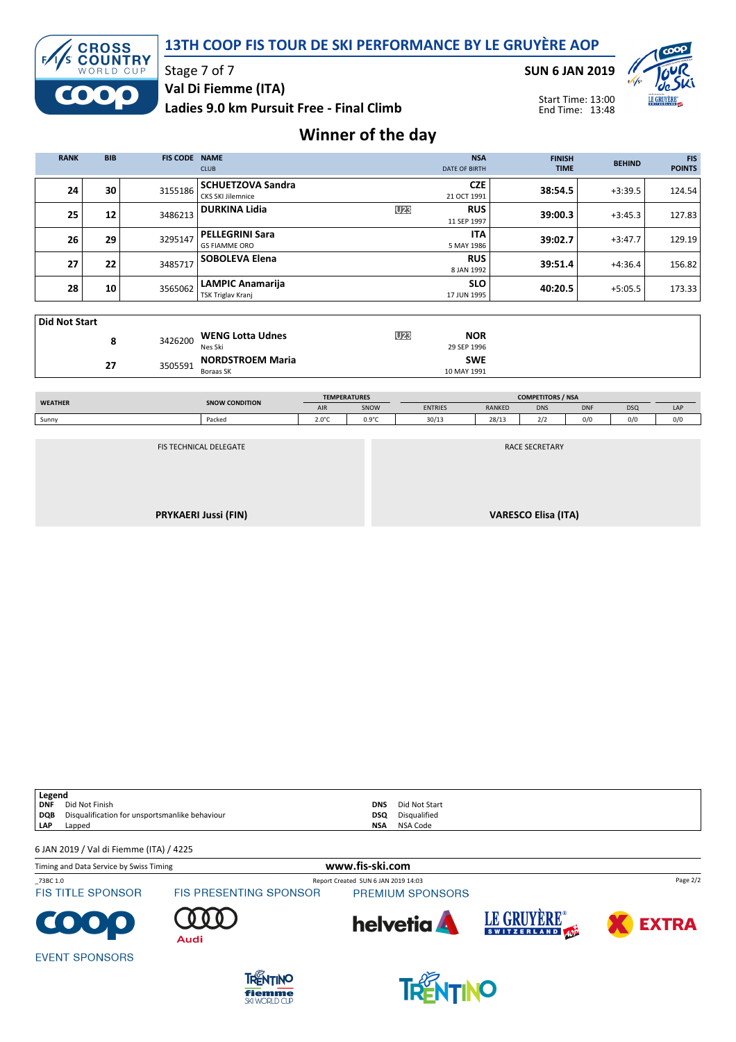# 13TH COOP FIS TOUR DE SKI PERFORMANCE BY LE GRUYÈRE AOP

Stage 7 of 7
**Val Di Fiemme (ITA)**
**Ladies 9.0 km Pursuit Free - Final Climb**

**SUN 6 JAN 2019**

Start Time: 13:00
End Time: 13:48

## Winner of the day

| RANK | BIB | FIS CODE | NAME<br>CLUB | | NSA<br>DATE OF BIRTH | FINISH TIME | BEHIND | FIS POINTS |
|---|---|---|---|---|---|---|---|---|
| 24 | 30 | 3155186 | **SCHUETZOVA Sandra**<br>CKS SKI Jilemnice | | **CZE**<br>21 OCT 1991 | **38:54.5** | +3:39.5 | 124.54 |
| 25 | 12 | 3486213 | **DURKINA Lidia** | U23 | **RUS**<br>11 SEP 1997 | **39:00.3** | +3:45.3 | 127.83 |
| 26 | 29 | 3295147 | **PELLEGRINI Sara**<br>GS FIAMME ORO | | **ITA**<br>5 MAY 1986 | **39:02.7** | +3:47.7 | 129.19 |
| 27 | 22 | 3485717 | **SOBOLEVA Elena** | | **RUS**<br>8 JAN 1992 | **39:51.4** | +4:36.4 | 156.82 |
| 28 | 10 | 3565062 | **LAMPIC Anamarija**<br>TSK Triglav Kranj | | **SLO**<br>17 JUN 1995 | **40:20.5** | +5:05.5 | 173.33 |

**Did Not Start**

| BIB | FIS CODE | NAME<br>CLUB | | NSA<br>DATE OF BIRTH |
|---|---|---|---|---|
| 8 | 3426200 | **WENG Lotta Udnes**<br>Nes Ski | U23 | **NOR**<br>29 SEP 1996 |
| 27 | 3505591 | **NORDSTROEM Maria**<br>Boraas SK | | **SWE**<br>10 MAY 1991 |

| WEATHER | SNOW CONDITION | TEMPERATURES | | COMPETITORS / NSA | | | | | |
|---|---|---|---|---|---|---|---|---|---|
| | | AIR | SNOW | ENTRIES | RANKED | DNS | DNF | DSQ | LAP |
| Sunny | Packed | 2.0°C | 0.9°C | 30/13 | 28/13 | 2/2 | 0/0 | 0/0 | 0/0 |

| FIS TECHNICAL DELEGATE | RACE SECRETARY |
|---|---|
| **PRYKAERI Jussi (FIN)** | **VARESCO Elisa (ITA)** |

**Legend**

| | | | |
|---|---|---|---|
| **DNF** | Did Not Finish | **DNS** | Did Not Start |
| **DQB** | Disqualification for unsportsmanlike behaviour | **DSQ** | Disqualified |
| **LAP** | Lapped | **NSA** | NSA Code |

6 JAN 2019 / Val di Fiemme (ITA) / 4225

Timing and Data Service by Swiss Timing — www.fis-ski.com

_73BC 1.0 — Report Created SUN 6 JAN 2019 14:03

FIS TITLE SPONSOR — FIS PRESENTING SPONSOR — PREMIUM SPONSORS

EVENT SPONSORS